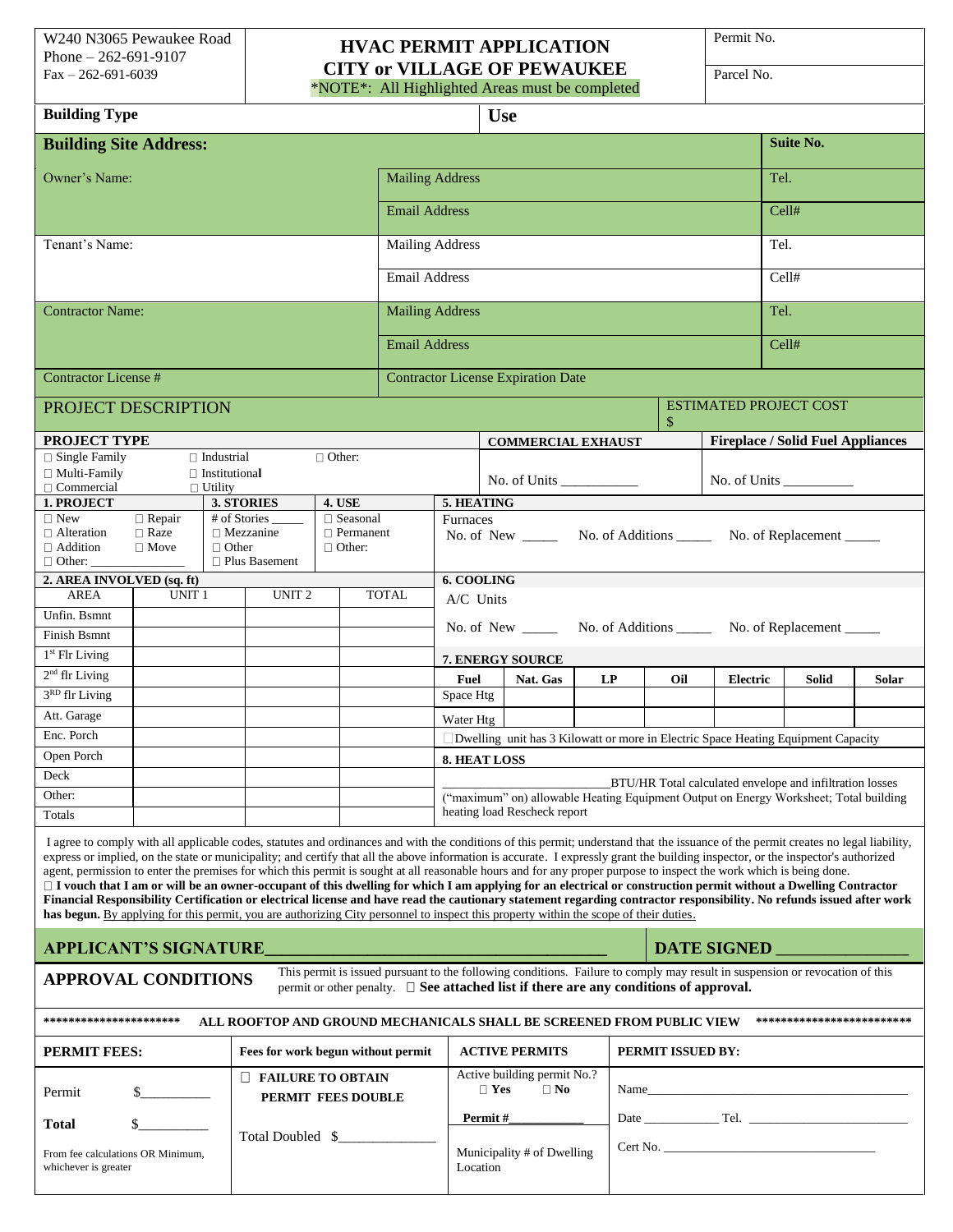W240 N3065 Pewaukee Road
Phone – 262-691-9107
Fax – 262-691-6039

# HVAC PERMIT APPLICATION
## CITY or VILLAGE OF PEWAUKEE

*NOTE*: All Highlighted Areas must be completed

Permit No.

Parcel No.

| **Building Type** | **Use** |
|---|---|

| **Building Site Address:** | | **Suite No.** |
|---|---|---|
| Owner's Name: | Mailing Address | Tel. |
| | Email Address | Cell# |
| Tenant's Name: | Mailing Address | Tel. |
| | Email Address | Cell# |
| Contractor Name: | Mailing Address | Tel. |
| | Email Address | Cell# |
| Contractor License # | Contractor License Expiration Date | |

| PROJECT DESCRIPTION | ESTIMATED PROJECT COST $ |
|---|---|

**PROJECT TYPE**

☐ Single Family ☐ Industrial ☐ Other:
☐ Multi-Family ☐ Institutional
☐ Commercial ☐ Utility

**COMMERCIAL EXHAUST**

No. of Units ___________

**Fireplace / Solid Fuel Appliances**

No. of Units __________

**1. PROJECT**

☐ New ☐ Repair
☐ Alteration ☐ Raze
☐ Addition ☐ Move
☐ Other: ______________

**3. STORIES**

\# of Stories _____
☐ Mezzanine
☐ Other
☐ Plus Basement

**4. USE**

☐ Seasonal
☐ Permanent
☐ Other:

**5. HEATING**

Furnaces
No. of New _____ No. of Additions _____ No. of Replacement _____

**2. AREA INVOLVED (sq. ft)**

| AREA | UNIT 1 | UNIT 2 | TOTAL |
|---|---|---|---|
| Unfin. Bsmnt | | | |
| Finish Bsmnt | | | |
| 1st Flr Living | | | |
| 2nd flr Living | | | |
| 3RD flr Living | | | |
| Att. Garage | | | |
| Enc. Porch | | | |
| Open Porch | | | |
| Deck | | | |
| Other: | | | |
| Totals | | | |

**6. COOLING**

A/C Units
No. of New _____ No. of Additions _____ No. of Replacement _____

**7. ENERGY SOURCE**

| Fuel | Nat. Gas | LP | Oil | Electric | Solid | Solar |
|---|---|---|---|---|---|---|
| Space Htg | | | | | | |
| Water Htg | | | | | | |

☐ Dwelling unit has 3 Kilowatt or more in Electric Space Heating Equipment Capacity

**8. HEAT LOSS**

______________________ BTU/HR Total calculated envelope and infiltration losses ("maximum" on) allowable Heating Equipment Output on Energy Worksheet; Total building heating load Rescheck report

I agree to comply with all applicable codes, statutes and ordinances and with the conditions of this permit; understand that the issuance of the permit creates no legal liability, express or implied, on the state or municipality; and certify that all the above information is accurate. I expressly grant the building inspector, or the inspector's authorized agent, permission to enter the premises for which this permit is sought at all reasonable hours and for any proper purpose to inspect the work which is being done.
☐ **I vouch that I am or will be an owner-occupant of this dwelling for which I am applying for an electrical or construction permit without a Dwelling Contractor Financial Responsibility Certification or electrical license and have read the cautionary statement regarding contractor responsibility. No refunds issued after work has begun.** By applying for this permit, you are authorizing City personnel to inspect this property within the scope of their duties.

**APPLICANT'S SIGNATURE**_______________________________________ **DATE SIGNED** _______________

**APPROVAL CONDITIONS** This permit is issued pursuant to the following conditions. Failure to comply may result in suspension or revocation of this permit or other penalty. ☐ **See attached list if there are any conditions of approval.**

**********************  ALL ROOFTOP AND GROUND MECHANICALS SHALL BE SCREENED FROM PUBLIC VIEW  **************************

| **PERMIT FEES:** | **Fees for work begun without permit** | **ACTIVE PERMITS** | **PERMIT ISSUED BY:** |
|---|---|---|---|
| Permit $__________ | ☐ **FAILURE TO OBTAIN PERMIT FEES DOUBLE** | Active building permit No.? ☐ **Yes** ☐ **No** | Name_______________________________ |
| **Total** $__________ | Total Doubled $______________ | **Permit #**___________ | Date ___________ Tel. ________________________ |
| From fee calculations OR Minimum, whichever is greater | | Municipality # of Dwelling Location | Cert No. ________________________________ |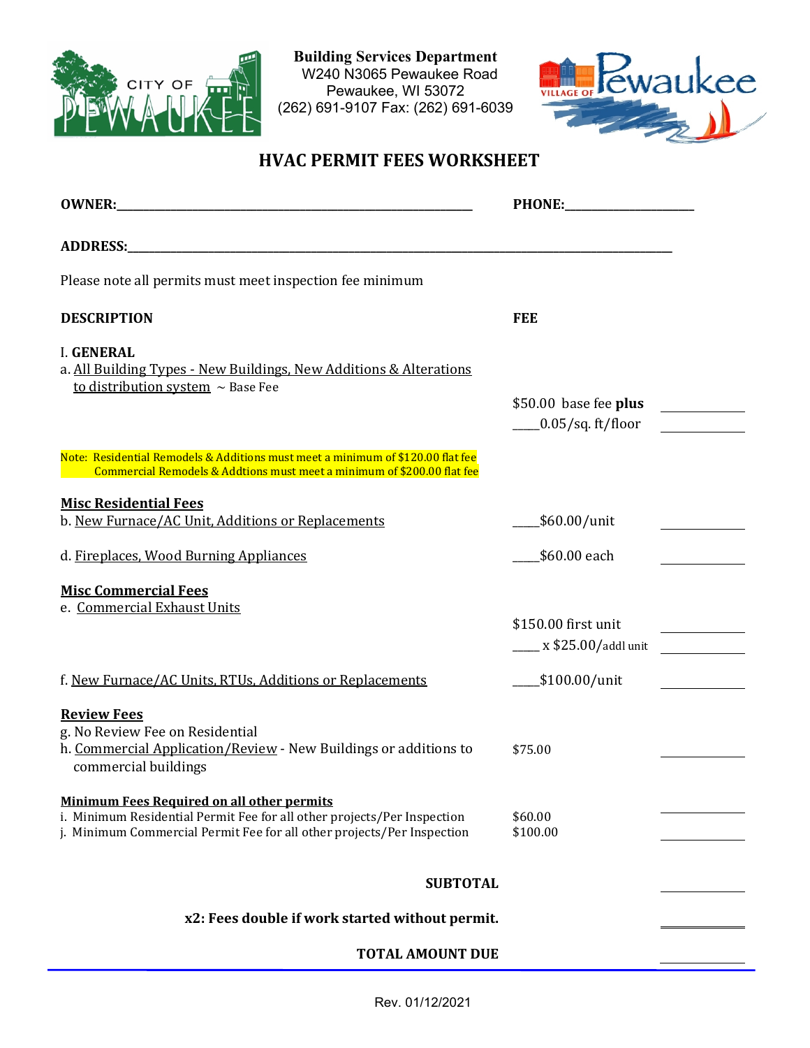**Building Services Department**
W240 N3065 Pewaukee Road
Pewaukee, WI 53072
(262) 691-9107 Fax: (262) 691-6039

# HVAC PERMIT FEES WORKSHEET

**OWNER:**______________________________________________ **PHONE:**____________________

**ADDRESS:**________________________________________________________________________

Please note all permits must meet inspection fee minimum

| DESCRIPTION | FEE | |
|---|---|---|
| I. **GENERAL** | | |
| a. All Building Types - New Buildings, New Additions & Alterations to distribution system ~ Base Fee | $50.00 base fee **plus** | ________ |
| | ____0.05/sq. ft/floor | ________ |
| Note: Residential Remodels & Additions must meet a minimum of $120.00 flat fee<br>Commercial Remodels & Addtions must meet a minimum of $200.00 flat fee | | |
| **Misc Residential Fees** | | |
| b. New Furnace/AC Unit, Additions or Replacements | ____$60.00/unit | ________ |
| d. Fireplaces, Wood Burning Appliances | ____$60.00 each | ________ |
| **Misc Commercial Fees** | | |
| e. Commercial Exhaust Units | $150.00 first unit | ________ |
| | ____ x $25.00/addl unit | ________ |
| f. New Furnace/AC Units, RTUs, Additions or Replacements | ____$100.00/unit | ________ |
| **Review Fees** | | |
| g. No Review Fee on Residential | | |
| h. Commercial Application/Review - New Buildings or additions to commercial buildings | $75.00 | ________ |
| **Minimum Fees Required on all other permits** | | |
| i. Minimum Residential Permit Fee for all other projects/Per Inspection | $60.00 | ________ |
| j. Minimum Commercial Permit Fee for all other projects/Per Inspection | $100.00 | ________ |
| **SUBTOTAL** | | ________ |
| **x2: Fees double if work started without permit.** | | ________ |
| **TOTAL AMOUNT DUE** | | ________ |

Rev. 01/12/2021